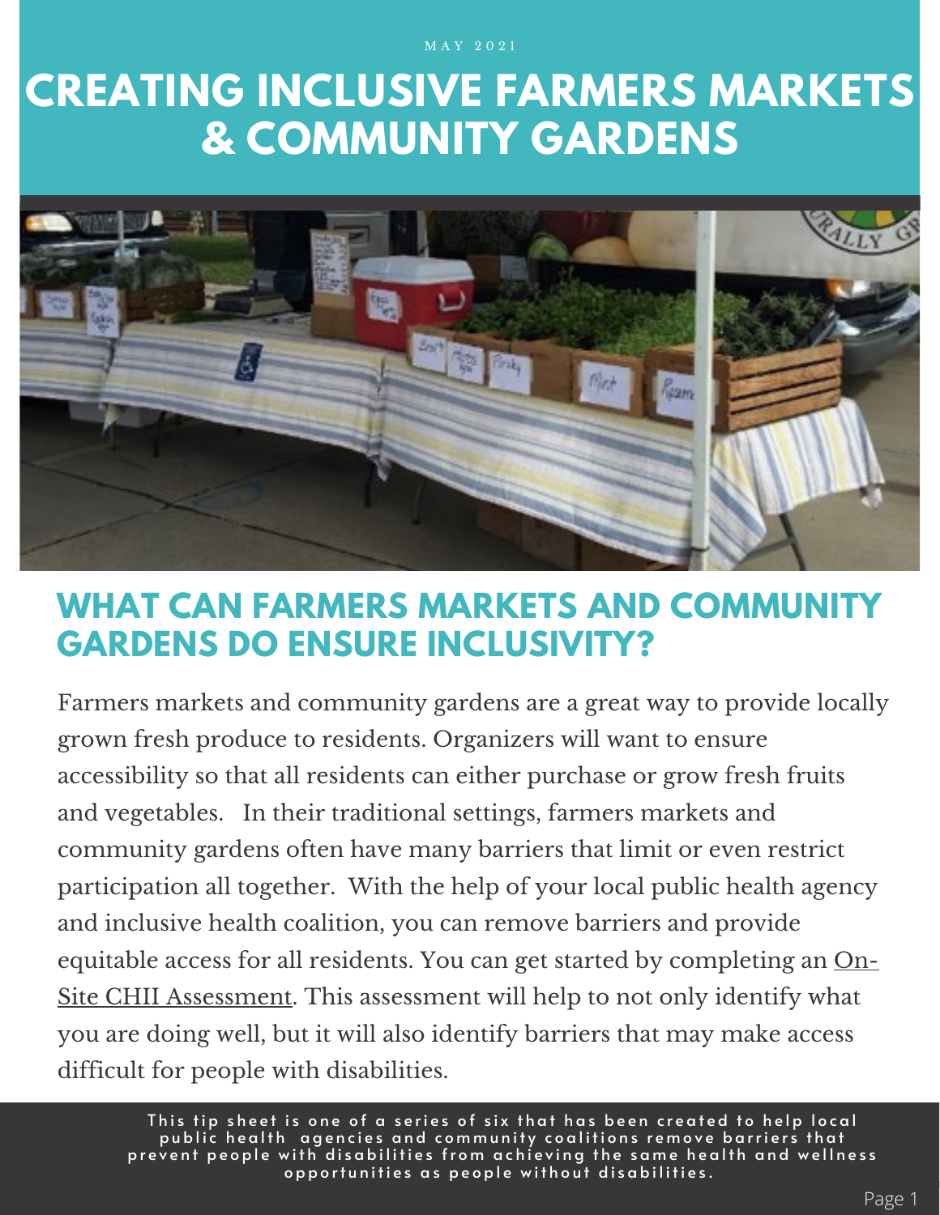MAY 2021

# CREATING INCLUSIVE FARMERS MARKETS & COMMUNITY GARDENS

## WHAT CAN FARMERS MARKETS AND COMMUNITY GARDENS DO ENSURE INCLUSIVITY?

Farmers markets and community gardens are a great way to provide locally grown fresh produce to residents. Organizers will want to ensure accessibility so that all residents can either purchase or grow fresh fruits and vegetables. In their traditional settings, farmers markets and community gardens often have many barriers that limit or even restrict participation all together. With the help of your local public health agency and inclusive health coalition, you can remove barriers and provide equitable access for all residents. You can get started by completing an On-Site CHII Assessment. This assessment will help to not only identify what you are doing well, but it will also identify barriers that may make access difficult for people with disabilities.

**This tip sheet is one of a series of six that has been created to help local public health agencies and community coalitions remove barriers that prevent people with disabilities from achieving the same health and wellness opportunities as people without disabilities.**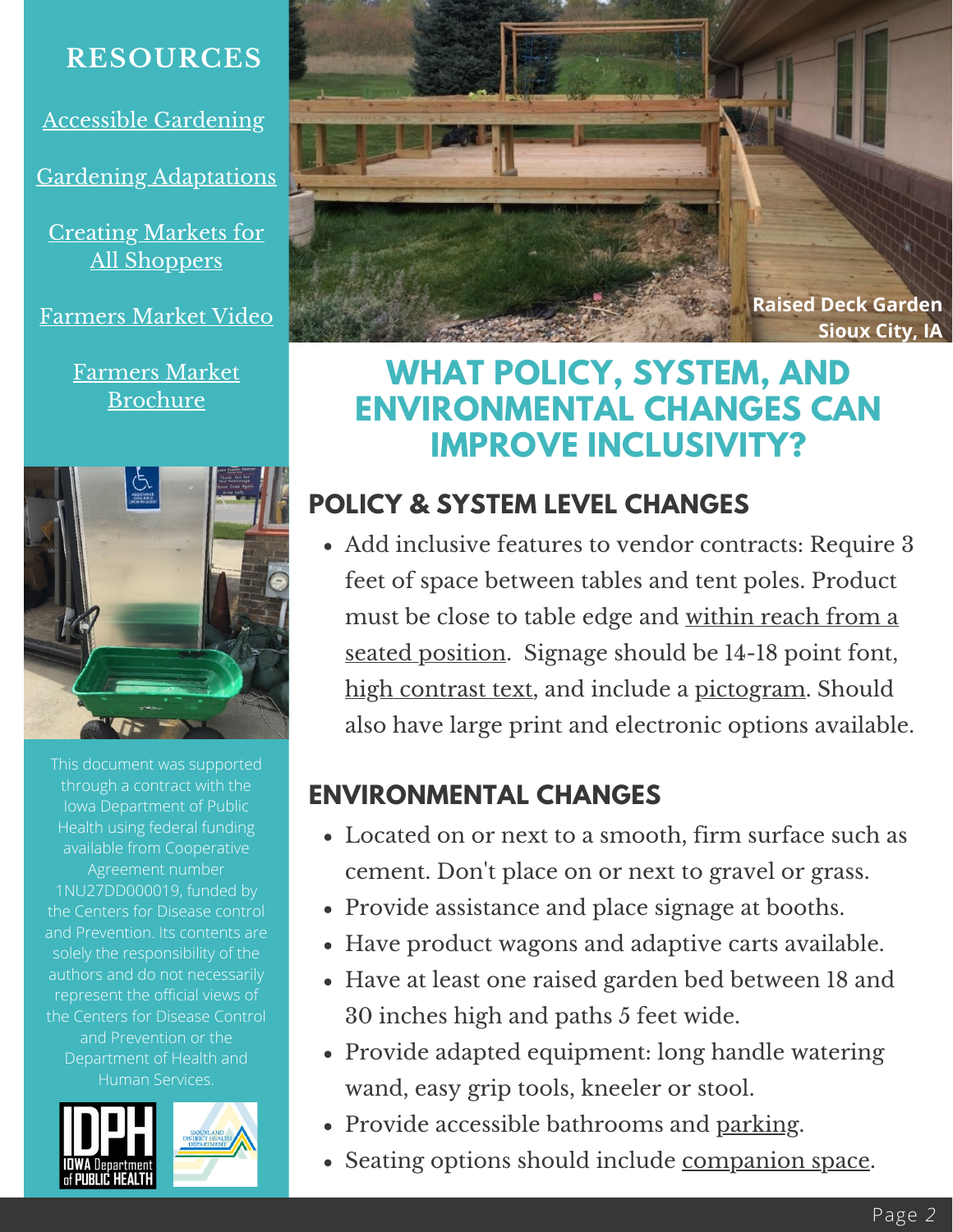## RESOURCES

Accessible Gardening

Gardening Adaptations

Creating Markets for All Shoppers

Farmers Market Video

Farmers Market Brochure

This document was supported through a contract with the Iowa Department of Public Health using federal funding available from Cooperative Agreement number 1NU27DD000019, funded by the Centers for Disease control and Prevention. Its contents are solely the responsibility of the authors and do not necessarily represent the official views of the Centers for Disease Control and Prevention or the Department of Health and Human Services.

Raised Deck Garden
Sioux City, IA

# WHAT POLICY, SYSTEM, AND ENVIRONMENTAL CHANGES CAN IMPROVE INCLUSIVITY?

## POLICY & SYSTEM LEVEL CHANGES

- Add inclusive features to vendor contracts: Require 3 feet of space between tables and tent poles. Product must be close to table edge and within reach from a seated position. Signage should be 14-18 point font, high contrast text, and include a pictogram. Should also have large print and electronic options available.

## ENVIRONMENTAL CHANGES

- Located on or next to a smooth, firm surface such as cement. Don't place on or next to gravel or grass.
- Provide assistance and place signage at booths.
- Have product wagons and adaptive carts available.
- Have at least one raised garden bed between 18 and 30 inches high and paths 5 feet wide.
- Provide adapted equipment: long handle watering wand, easy grip tools, kneeler or stool.
- Provide accessible bathrooms and parking.
- Seating options should include companion space.